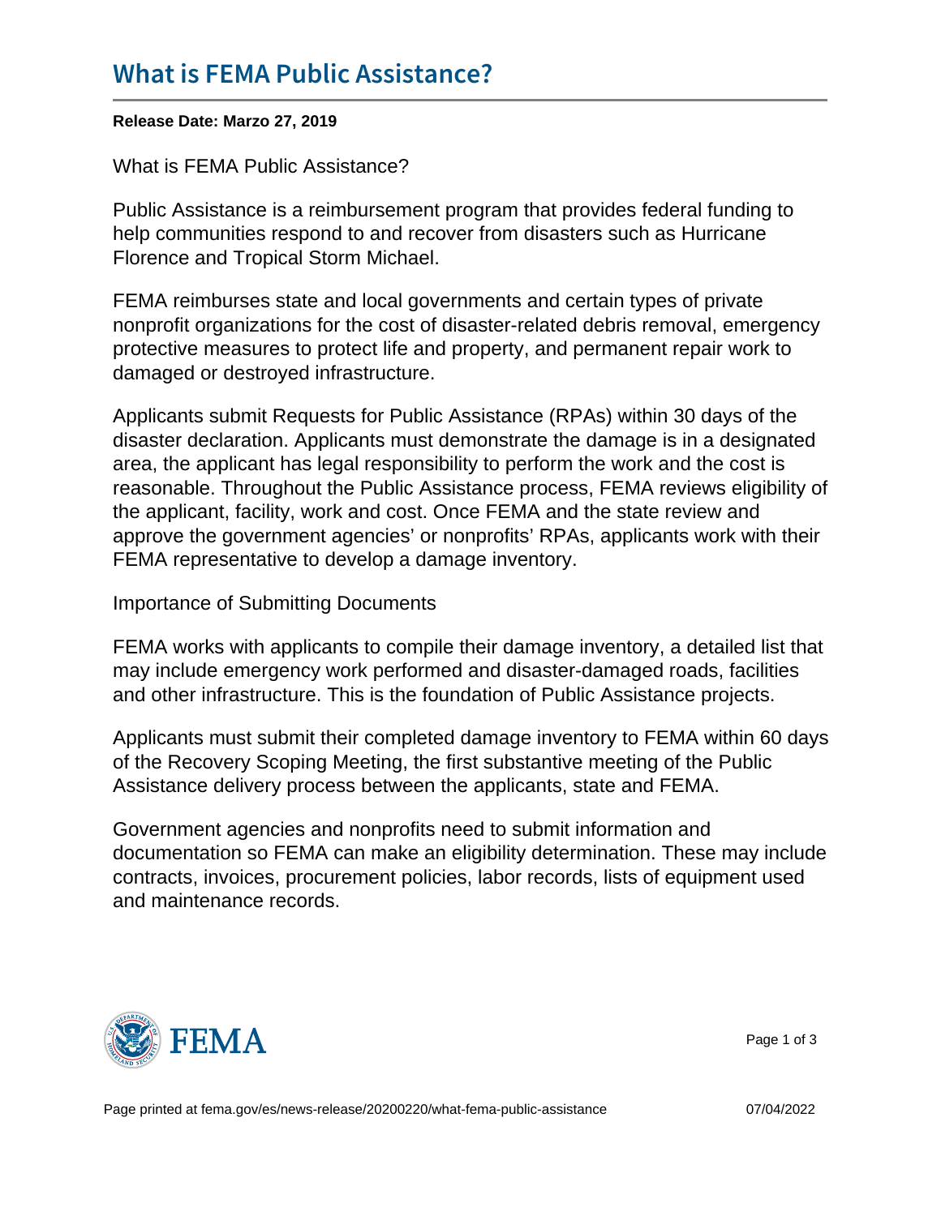# What is FEMA Public Assistance?

**Release Date: Marzo 27, 2019**

What is FEMA Public Assistance?

Public Assistance is a reimbursement program that provides federal funding to help communities respond to and recover from disasters such as Hurricane Florence and Tropical Storm Michael.

FEMA reimburses state and local governments and certain types of private nonprofit organizations for the cost of disaster-related debris removal, emergency protective measures to protect life and property, and permanent repair work to damaged or destroyed infrastructure.

Applicants submit Requests for Public Assistance (RPAs) within 30 days of the disaster declaration. Applicants must demonstrate the damage is in a designated area, the applicant has legal responsibility to perform the work and the cost is reasonable. Throughout the Public Assistance process, FEMA reviews eligibility of the applicant, facility, work and cost. Once FEMA and the state review and approve the government agencies' or nonprofits' RPAs, applicants work with their FEMA representative to develop a damage inventory.

Importance of Submitting Documents

FEMA works with applicants to compile their damage inventory, a detailed list that may include emergency work performed and disaster-damaged roads, facilities and other infrastructure. This is the foundation of Public Assistance projects.

Applicants must submit their completed damage inventory to FEMA within 60 days of the Recovery Scoping Meeting, the first substantive meeting of the Public Assistance delivery process between the applicants, state and FEMA.

Government agencies and nonprofits need to submit information and documentation so FEMA can make an eligibility determination. These may include contracts, invoices, procurement policies, labor records, lists of equipment used and maintenance records.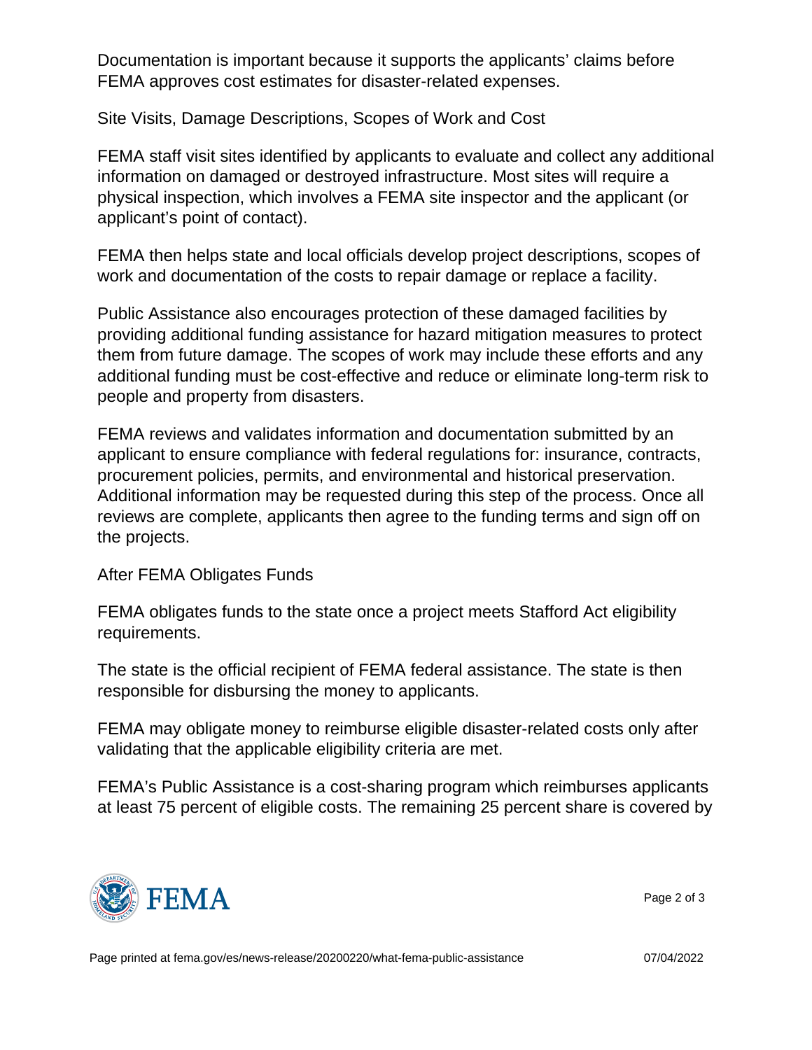Documentation is important because it supports the applicants' claims before FEMA approves cost estimates for disaster-related expenses.

## Site Visits, Damage Descriptions, Scopes of Work and Cost

FEMA staff visit sites identified by applicants to evaluate and collect any additional information on damaged or destroyed infrastructure. Most sites will require a physical inspection, which involves a FEMA site inspector and the applicant (or applicant's point of contact).

FEMA then helps state and local officials develop project descriptions, scopes of work and documentation of the costs to repair damage or replace a facility.

Public Assistance also encourages protection of these damaged facilities by providing additional funding assistance for hazard mitigation measures to protect them from future damage. The scopes of work may include these efforts and any additional funding must be cost-effective and reduce or eliminate long-term risk to people and property from disasters.

FEMA reviews and validates information and documentation submitted by an applicant to ensure compliance with federal regulations for: insurance, contracts, procurement policies, permits, and environmental and historical preservation. Additional information may be requested during this step of the process. Once all reviews are complete, applicants then agree to the funding terms and sign off on the projects.

## After FEMA Obligates Funds

FEMA obligates funds to the state once a project meets Stafford Act eligibility requirements.

The state is the official recipient of FEMA federal assistance. The state is then responsible for disbursing the money to applicants.

FEMA may obligate money to reimburse eligible disaster-related costs only after validating that the applicable eligibility criteria are met.

FEMA's Public Assistance is a cost-sharing program which reimburses applicants at least 75 percent of eligible costs. The remaining 25 percent share is covered by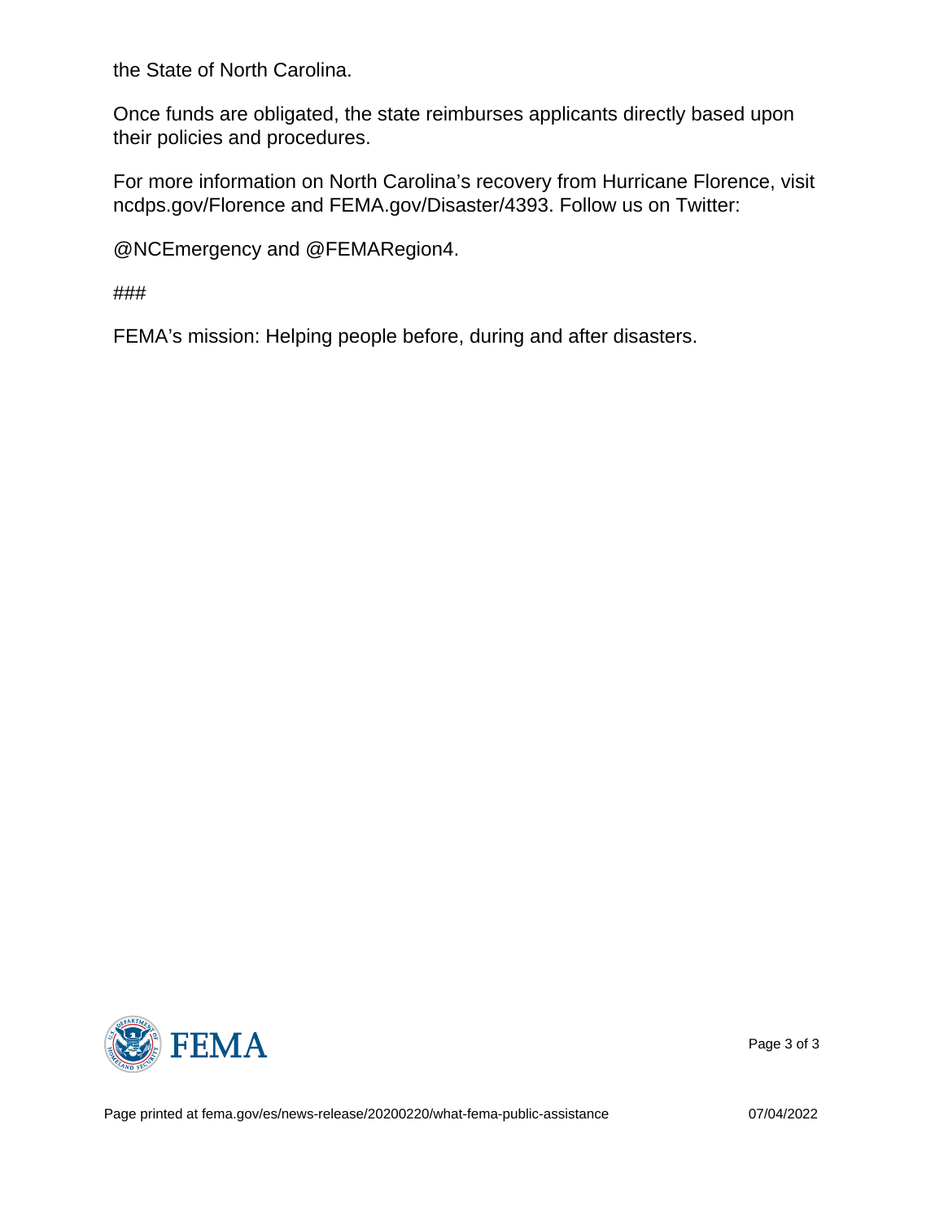the State of North Carolina.

Once funds are obligated, the state reimburses applicants directly based upon their policies and procedures.

For more information on North Carolina's recovery from Hurricane Florence, visit ncdps.gov/Florence and FEMA.gov/Disaster/4393. Follow us on Twitter:

@NCEmergency and @FEMARegion4.

###

FEMA's mission: Helping people before, during and after disasters.